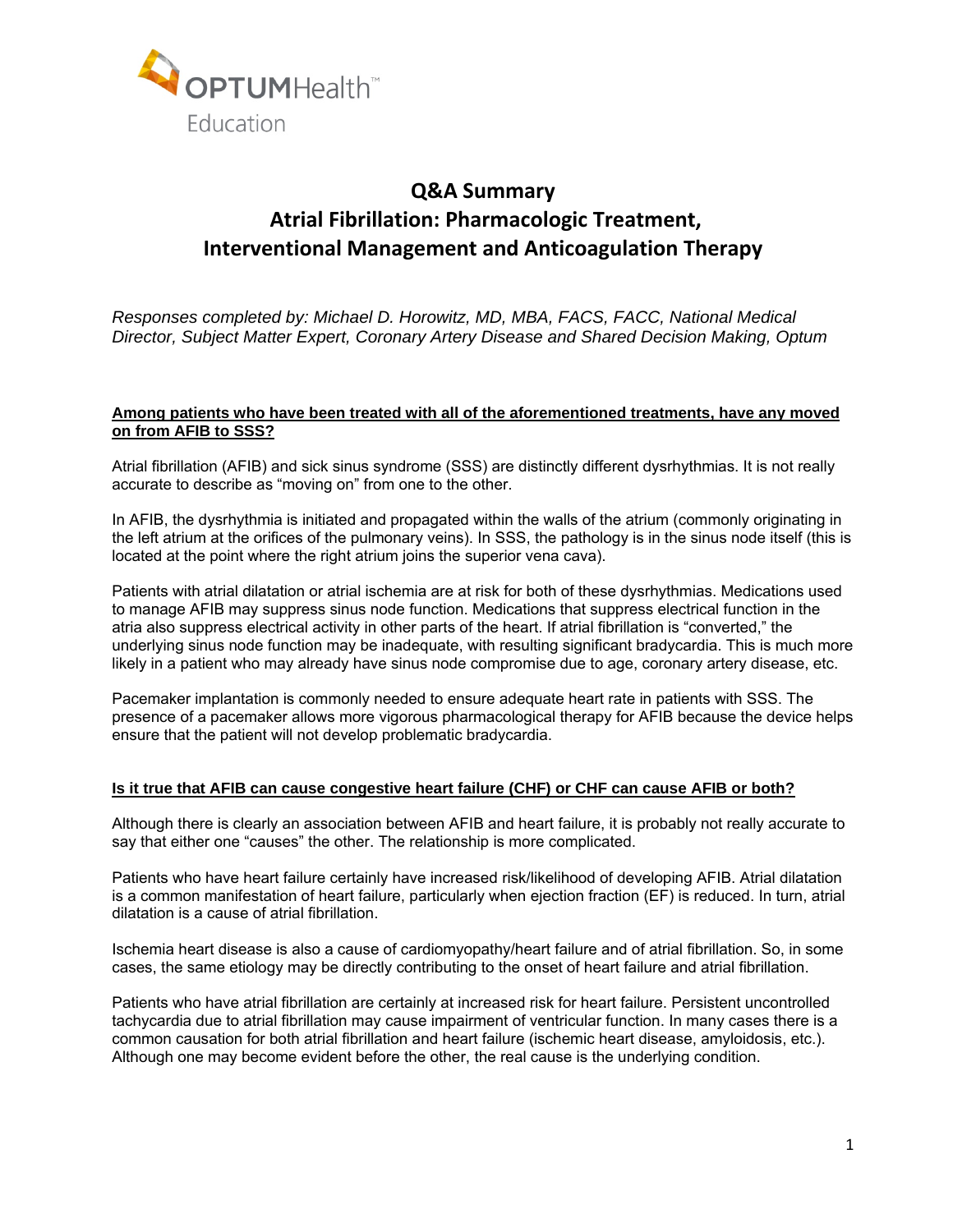OPTUMHealth™
Education

# Q&A Summary
# Atrial Fibrillation: Pharmacologic Treatment, Interventional Management and Anticoagulation Therapy

*Responses completed by: Michael D. Horowitz, MD, MBA, FACS, FACC, National Medical Director, Subject Matter Expert, Coronary Artery Disease and Shared Decision Making, Optum*

**Among patients who have been treated with all of the aforementioned treatments, have any moved on from AFIB to SSS?**

Atrial fibrillation (AFIB) and sick sinus syndrome (SSS) are distinctly different dysrhythmias. It is not really accurate to describe as "moving on" from one to the other.

In AFIB, the dysrhythmia is initiated and propagated within the walls of the atrium (commonly originating in the left atrium at the orifices of the pulmonary veins). In SSS, the pathology is in the sinus node itself (this is located at the point where the right atrium joins the superior vena cava).

Patients with atrial dilatation or atrial ischemia are at risk for both of these dysrhythmias. Medications used to manage AFIB may suppress sinus node function. Medications that suppress electrical function in the atria also suppress electrical activity in other parts of the heart. If atrial fibrillation is "converted," the underlying sinus node function may be inadequate, with resulting significant bradycardia. This is much more likely in a patient who may already have sinus node compromise due to age, coronary artery disease, etc.

Pacemaker implantation is commonly needed to ensure adequate heart rate in patients with SSS. The presence of a pacemaker allows more vigorous pharmacological therapy for AFIB because the device helps ensure that the patient will not develop problematic bradycardia.

**Is it true that AFIB can cause congestive heart failure (CHF) or CHF can cause AFIB or both?**

Although there is clearly an association between AFIB and heart failure, it is probably not really accurate to say that either one "causes" the other. The relationship is more complicated.

Patients who have heart failure certainly have increased risk/likelihood of developing AFIB. Atrial dilatation is a common manifestation of heart failure, particularly when ejection fraction (EF) is reduced. In turn, atrial dilatation is a cause of atrial fibrillation.

Ischemia heart disease is also a cause of cardiomyopathy/heart failure and of atrial fibrillation. So, in some cases, the same etiology may be directly contributing to the onset of heart failure and atrial fibrillation.

Patients who have atrial fibrillation are certainly at increased risk for heart failure. Persistent uncontrolled tachycardia due to atrial fibrillation may cause impairment of ventricular function. In many cases there is a common causation for both atrial fibrillation and heart failure (ischemic heart disease, amyloidosis, etc.). Although one may become evident before the other, the real cause is the underlying condition.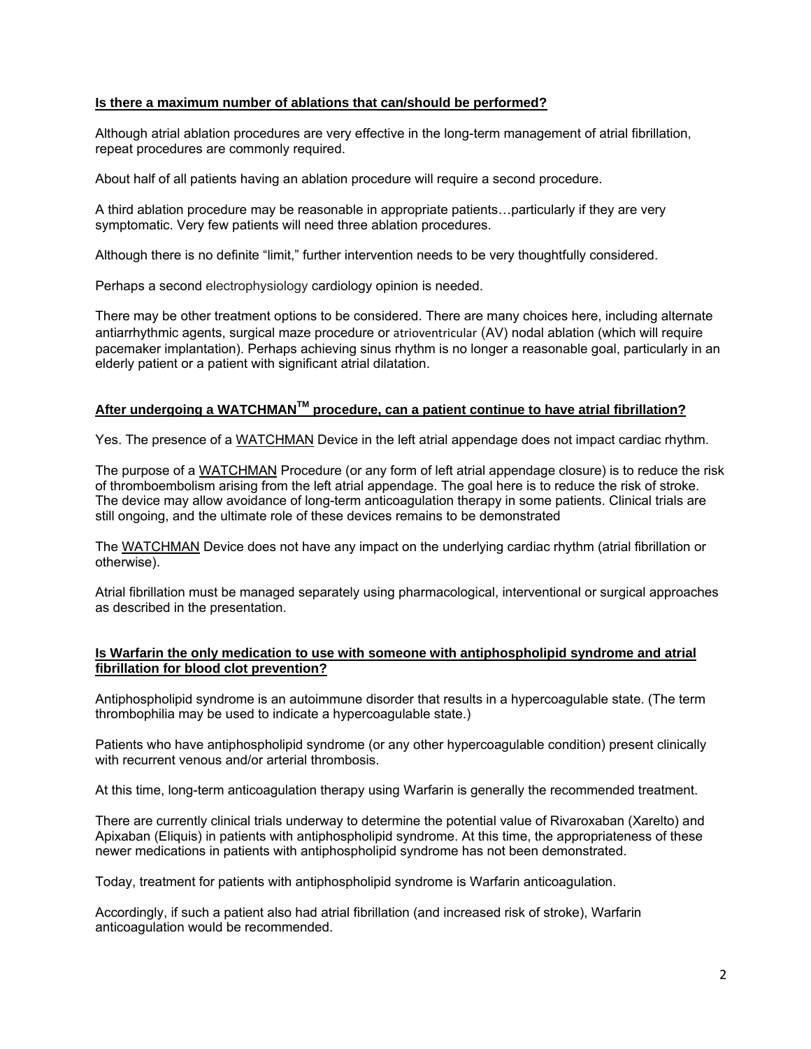**Is there a maximum number of ablations that can/should be performed?**

Although atrial ablation procedures are very effective in the long-term management of atrial fibrillation, repeat procedures are commonly required.

About half of all patients having an ablation procedure will require a second procedure.

A third ablation procedure may be reasonable in appropriate patients…particularly if they are very symptomatic. Very few patients will need three ablation procedures.

Although there is no definite "limit," further intervention needs to be very thoughtfully considered.

Perhaps a second electrophysiology cardiology opinion is needed.

There may be other treatment options to be considered. There are many choices here, including alternate antiarrhythmic agents, surgical maze procedure or atrioventricular (AV) nodal ablation (which will require pacemaker implantation). Perhaps achieving sinus rhythm is no longer a reasonable goal, particularly in an elderly patient or a patient with significant atrial dilatation.

**After undergoing a WATCHMAN™ procedure, can a patient continue to have atrial fibrillation?**

Yes. The presence of a WATCHMAN Device in the left atrial appendage does not impact cardiac rhythm.

The purpose of a WATCHMAN Procedure (or any form of left atrial appendage closure) is to reduce the risk of thromboembolism arising from the left atrial appendage. The goal here is to reduce the risk of stroke. The device may allow avoidance of long-term anticoagulation therapy in some patients. Clinical trials are still ongoing, and the ultimate role of these devices remains to be demonstrated

The WATCHMAN Device does not have any impact on the underlying cardiac rhythm (atrial fibrillation or otherwise).

Atrial fibrillation must be managed separately using pharmacological, interventional or surgical approaches as described in the presentation.

**Is Warfarin the only medication to use with someone with antiphospholipid syndrome and atrial fibrillation for blood clot prevention?**

Antiphospholipid syndrome is an autoimmune disorder that results in a hypercoagulable state. (The term thrombophilia may be used to indicate a hypercoagulable state.)

Patients who have antiphospholipid syndrome (or any other hypercoagulable condition) present clinically with recurrent venous and/or arterial thrombosis.

At this time, long-term anticoagulation therapy using Warfarin is generally the recommended treatment.

There are currently clinical trials underway to determine the potential value of Rivaroxaban (Xarelto) and Apixaban (Eliquis) in patients with antiphospholipid syndrome. At this time, the appropriateness of these newer medications in patients with antiphospholipid syndrome has not been demonstrated.

Today, treatment for patients with antiphospholipid syndrome is Warfarin anticoagulation.

Accordingly, if such a patient also had atrial fibrillation (and increased risk of stroke), Warfarin anticoagulation would be recommended.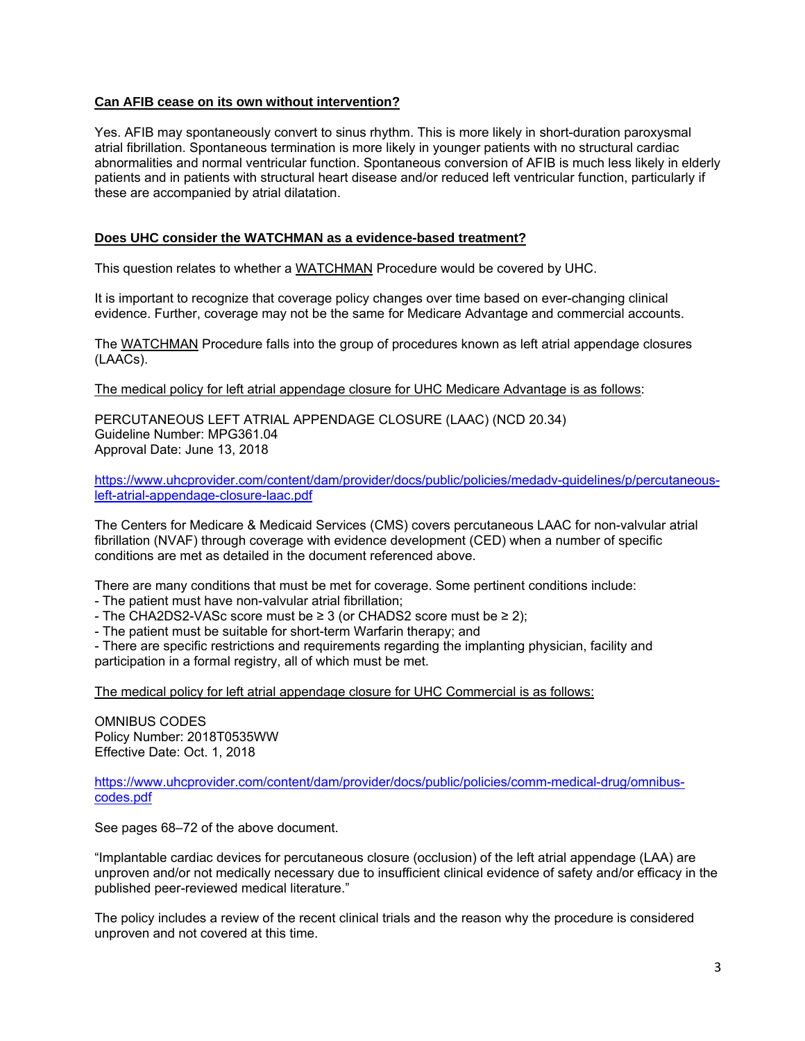**Can AFIB cease on its own without intervention?**

Yes. AFIB may spontaneously convert to sinus rhythm. This is more likely in short-duration paroxysmal atrial fibrillation. Spontaneous termination is more likely in younger patients with no structural cardiac abnormalities and normal ventricular function. Spontaneous conversion of AFIB is much less likely in elderly patients and in patients with structural heart disease and/or reduced left ventricular function, particularly if these are accompanied by atrial dilatation.

**Does UHC consider the WATCHMAN as a evidence-based treatment?**

This question relates to whether a WATCHMAN Procedure would be covered by UHC.

It is important to recognize that coverage policy changes over time based on ever-changing clinical evidence. Further, coverage may not be the same for Medicare Advantage and commercial accounts.

The WATCHMAN Procedure falls into the group of procedures known as left atrial appendage closures (LAACs).

The medical policy for left atrial appendage closure for UHC Medicare Advantage is as follows:

PERCUTANEOUS LEFT ATRIAL APPENDAGE CLOSURE (LAAC) (NCD 20.34)
Guideline Number: MPG361.04
Approval Date: June 13, 2018

https://www.uhcprovider.com/content/dam/provider/docs/public/policies/medadv-guidelines/p/percutaneous-left-atrial-appendage-closure-laac.pdf

The Centers for Medicare & Medicaid Services (CMS) covers percutaneous LAAC for non-valvular atrial fibrillation (NVAF) through coverage with evidence development (CED) when a number of specific conditions are met as detailed in the document referenced above.

There are many conditions that must be met for coverage. Some pertinent conditions include:

- The patient must have non-valvular atrial fibrillation;
- The CHA2DS2-VASc score must be ≥ 3 (or CHADS2 score must be ≥ 2);
- The patient must be suitable for short-term Warfarin therapy; and
- There are specific restrictions and requirements regarding the implanting physician, facility and participation in a formal registry, all of which must be met.

The medical policy for left atrial appendage closure for UHC Commercial is as follows:

OMNIBUS CODES
Policy Number: 2018T0535WW
Effective Date: Oct. 1, 2018

https://www.uhcprovider.com/content/dam/provider/docs/public/policies/comm-medical-drug/omnibus-codes.pdf

See pages 68–72 of the above document.

"Implantable cardiac devices for percutaneous closure (occlusion) of the left atrial appendage (LAA) are unproven and/or not medically necessary due to insufficient clinical evidence of safety and/or efficacy in the published peer-reviewed medical literature."

The policy includes a review of the recent clinical trials and the reason why the procedure is considered unproven and not covered at this time.